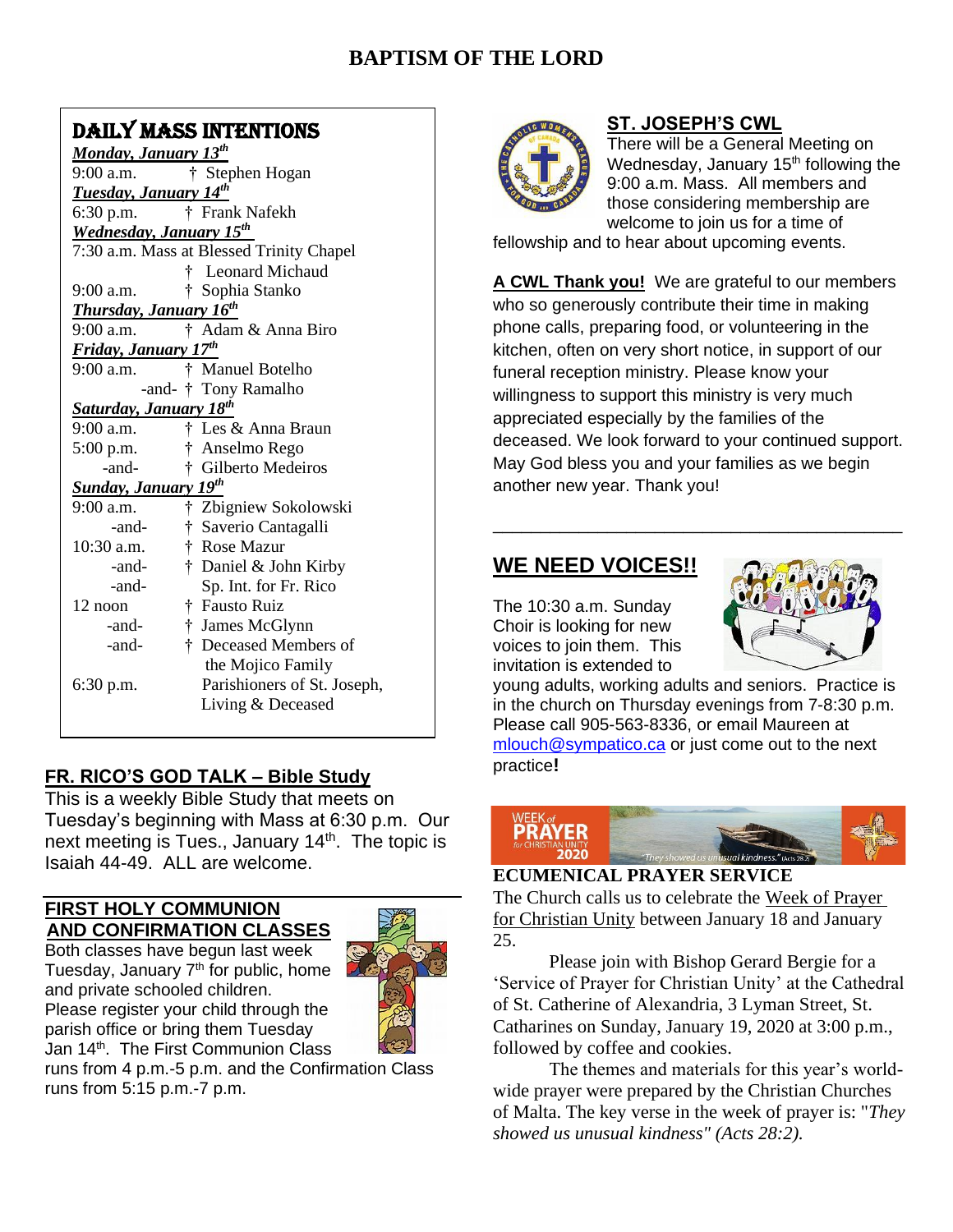# BAPTISM OF THE LORD

## DAILY MASS INTENTIONS

***Monday, January 13th***

9:00 a.m. † Stephen Hogan

***Tuesday, January 14th***

6:30 p.m. † Frank Nafekh

***Wednesday, January 15th***

7:30 a.m. Mass at Blessed Trinity Chapel
† Leonard Michaud

9:00 a.m. † Sophia Stanko

***Thursday, January 16th***

9:00 a.m. † Adam & Anna Biro

***Friday, January 17th***

9:00 a.m. † Manuel Botelho
-and- † Tony Ramalho

***Saturday, January 18th***

9:00 a.m. † Les & Anna Braun

5:00 p.m. † Anselmo Rego
-and- † Gilberto Medeiros

***Sunday, January 19th***

9:00 a.m. † Zbigniew Sokolowski
-and- † Saverio Cantagalli

10:30 a.m. † Rose Mazur
-and- † Daniel & John Kirby
-and- Sp. Int. for Fr. Rico

12 noon † Fausto Ruiz
-and- † James McGlynn
-and- † Deceased Members of the Mojico Family

6:30 p.m. Parishioners of St. Joseph, Living & Deceased

## FR. RICO'S GOD TALK – Bible Study

This is a weekly Bible Study that meets on Tuesday's beginning with Mass at 6:30 p.m. Our next meeting is Tues., January 14th. The topic is Isaiah 44-49. ALL are welcome.

## FIRST HOLY COMMUNION AND CONFIRMATION CLASSES

Both classes have begun last week Tuesday, January 7th for public, home and private schooled children. Please register your child through the parish office or bring them Tuesday Jan 14th. The First Communion Class runs from 4 p.m.-5 p.m. and the Confirmation Class runs from 5:15 p.m.-7 p.m.

## ST. JOSEPH'S CWL

There will be a General Meeting on Wednesday, January 15th following the 9:00 a.m. Mass. All members and those considering membership are welcome to join us for a time of fellowship and to hear about upcoming events.

**A CWL Thank you!** We are grateful to our members who so generously contribute their time in making phone calls, preparing food, or volunteering in the kitchen, often on very short notice, in support of our funeral reception ministry. Please know your willingness to support this ministry is very much appreciated especially by the families of the deceased. We look forward to your continued support. May God bless you and your families as we begin another new year. Thank you!

---

## WE NEED VOICES!!

The 10:30 a.m. Sunday Choir is looking for new voices to join them. This invitation is extended to young adults, working adults and seniors. Practice is in the church on Thursday evenings from 7-8:30 p.m. Please call 905-563-8336, or email Maureen at mlouch@sympatico.ca or just come out to the next practice**!**

WEEK of PRAYER for CHRISTIAN UNITY 2020 — "They showed us unusual kindness." (Acts 28:2)

## ECUMENICAL PRAYER SERVICE

The Church calls us to celebrate the Week of Prayer for Christian Unity between January 18 and January 25.

Please join with Bishop Gerard Bergie for a 'Service of Prayer for Christian Unity' at the Cathedral of St. Catherine of Alexandria, 3 Lyman Street, St. Catharines on Sunday, January 19, 2020 at 3:00 p.m., followed by coffee and cookies.

The themes and materials for this year's world-wide prayer were prepared by the Christian Churches of Malta. The key verse in the week of prayer is: "*They showed us unusual kindness" (Acts 28:2).*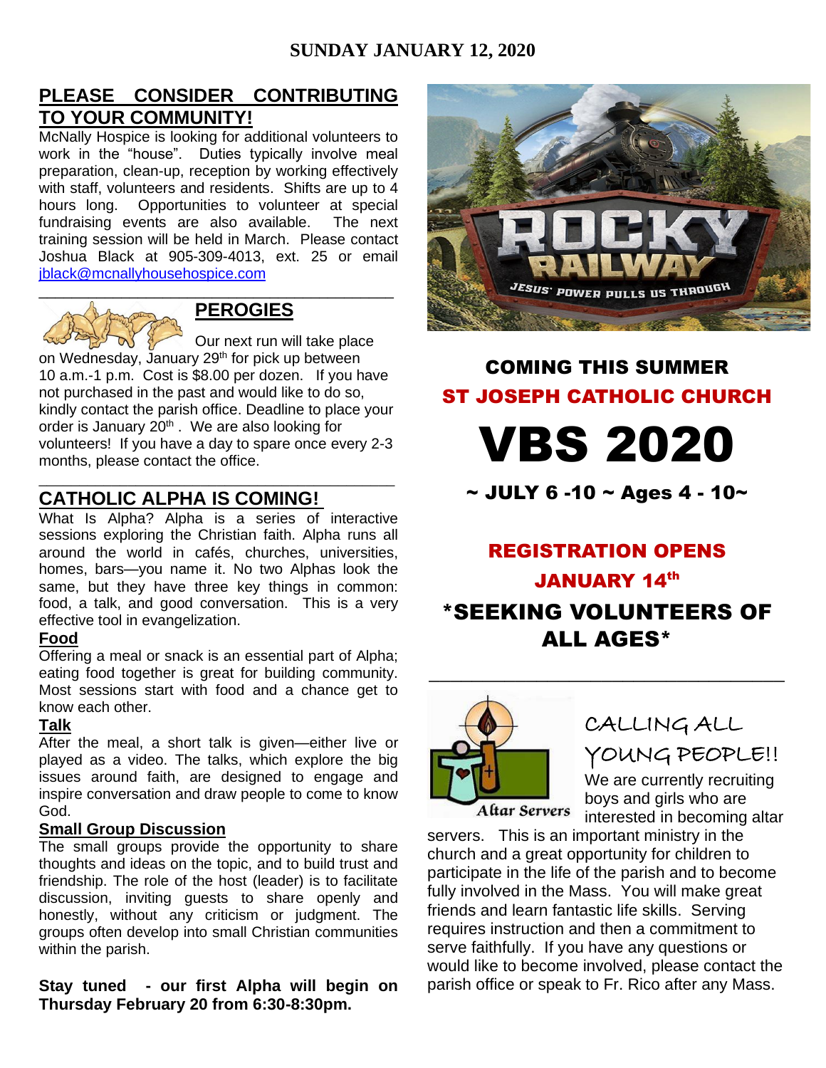**SUNDAY JANUARY 12, 2020**

## PLEASE CONSIDER CONTRIBUTING TO YOUR COMMUNITY!

McNally Hospice is looking for additional volunteers to work in the "house". Duties typically involve meal preparation, clean-up, reception by working effectively with staff, volunteers and residents. Shifts are up to 4 hours long. Opportunities to volunteer at special fundraising events are also available. The next training session will be held in March. Please contact Joshua Black at 905-309-4013, ext. 25 or email jblack@mcnallyhousehospice.com

## PEROGIES

Our next run will take place on Wednesday, January 29th for pick up between 10 a.m.-1 p.m. Cost is $8.00 per dozen. If you have not purchased in the past and would like to do so, kindly contact the parish office. Deadline to place your order is January 20th . We are also looking for volunteers! If you have a day to spare once every 2-3 months, please contact the office.

## CATHOLIC ALPHA IS COMING!

What Is Alpha? Alpha is a series of interactive sessions exploring the Christian faith. Alpha runs all around the world in cafés, churches, universities, homes, bars—you name it. No two Alphas look the same, but they have three key things in common: food, a talk, and good conversation. This is a very effective tool in evangelization.

**Food**

Offering a meal or snack is an essential part of Alpha; eating food together is great for building community. Most sessions start with food and a chance get to know each other.

**Talk**

After the meal, a short talk is given—either live or played as a video. The talks, which explore the big issues around faith, are designed to engage and inspire conversation and draw people to come to know God.

**Small Group Discussion**

The small groups provide the opportunity to share thoughts and ideas on the topic, and to build trust and friendship. The role of the host (leader) is to facilitate discussion, inviting guests to share openly and honestly, without any criticism or judgment. The groups often develop into small Christian communities within the parish.

**Stay tuned - our first Alpha will begin on Thursday February 20 from 6:30-8:30pm.**

ROCKY RAILWAY

JESUS' POWER PULLS US THROUGH

**COMING THIS SUMMER**

**ST JOSEPH CATHOLIC CHURCH**

# VBS 2020

**~ JULY 6 -10 ~ Ages 4 - 10~**

**REGISTRATION OPENS**

**JANUARY 14th**

**\*SEEKING VOLUNTEERS OF ALL AGES\***

Altar Servers

## CALLING ALL YOUNG PEOPLE!!

We are currently recruiting boys and girls who are interested in becoming altar servers. This is an important ministry in the church and a great opportunity for children to participate in the life of the parish and to become fully involved in the Mass. You will make great friends and learn fantastic life skills. Serving requires instruction and then a commitment to serve faithfully. If you have any questions or would like to become involved, please contact the parish office or speak to Fr. Rico after any Mass.